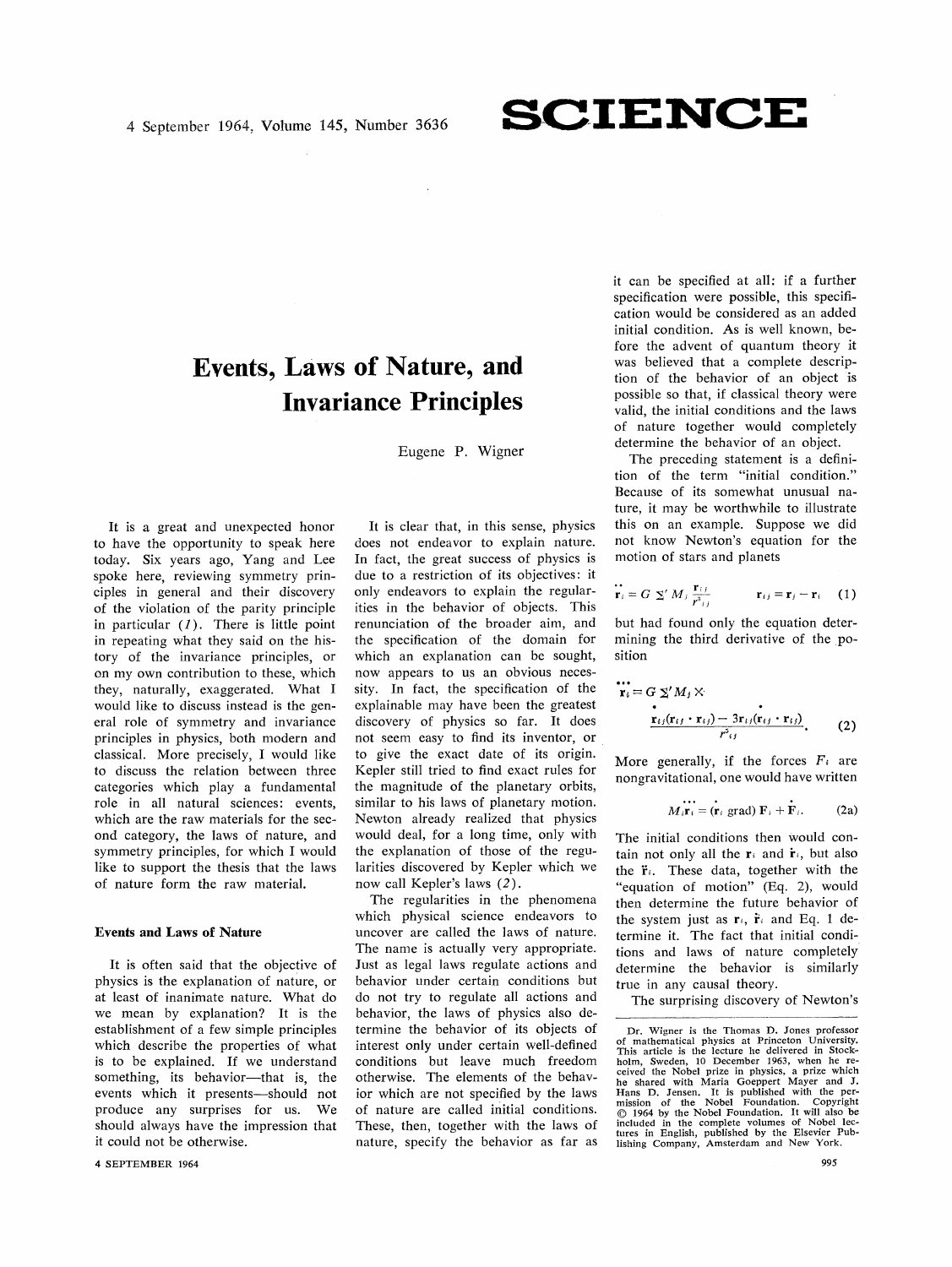# Events, Laws of Nature, and Invariance Principles

Eugene P. Wigner

It is a great and unexpected honor to have the opportunity to speak here today. Six years ago, Yang and Lee spoke here, reviewing symmetry principles in general and their discovery of the violation of the parity principle in particular (1). There is little point in repeating what they said on the history of the invariance principles, or on my own contribution to these, which they, naturally, exaggerated. What I would like to discuss instead is the general role of symmetry and invariance principles in physics, both modern and classical. More precisely, I would like to discuss the relation between three categories which play a fundamental role in all natural sciences: events, which are the raw materials for the second category, the laws of nature, and symmetry principles, for which I would like to support the thesis that the laws of nature form the raw material.

## Events and Laws of Nature

It is often said that the objective of physics is the explanation of nature, or at least of inanimate nature. What do we mean by explanation? It is the establishment of a few simple principles which describe the properties of what is to be explained. If we understand something, its behavior—that is, the events which it presents—should not produce any surprises for us. We should always have the impression that it could not be otherwise.

It is clear that, in this sense, physics does not endeavor to explain nature. In fact, the great success of physics is due to a restriction of its objectives: it only endeavors to explain the regularities in the behavior of objects. This renunciation of the broader aim, and the specification of the domain for which an explanation can be sought, now appears to us an obvious necessity. In fact, the specification of the explainable may have been the greatest discovery of physics so far. It does not seem easy to find its inventor, or to give the exact date of its origin. Kepler still tried to find exact rules for the magnitude of the planetary orbits, similar to his laws of planetary motion. Newton already realized that physics would deal, for a long time, only with the explanation of those of the regularities discovered by Kepler which we now call Kepler's laws (2).

The regularities in the phenomena which physical science endeavors to uncover are called the laws of nature. The name is actually very appropriate. Just as legal laws regulate actions and behavior under certain conditions but do not try to regulate all actions and behavior, the laws of physics also determine the behavior of its objects of interest only under certain well-defined conditions but leave much freedom otherwise. The elements of the behavior which are not specified by the laws of nature are called initial conditions. These, then, together with the laws of nature, specify the behavior as far as it can be specified at all: if a further specification were possible, this specification would be considered as an added initial condition. As is well known, before the advent of quantum theory it was believed that a complete description of the behavior of an object is possible so that, if classical theory were valid, the initial conditions and the laws of nature together would completely determine the behavior of an object.

The preceding statement is a definition of the term "initial condition." Because of its somewhat unusual nature, it may be worthwhile to illustrate this on an example. Suppose we did not know Newton's equation for the motion of stars and planets

$$\ddot{\mathbf{r}}_i = G \sum' M_j \frac{\mathbf{r}_{ij}}{r^3_{ij}} \qquad \mathbf{r}_{ij} = \mathbf{r}_j - \mathbf{r}_i \quad (1)$$

but had found only the equation determining the third derivative of the position

$$\dddot{\mathbf{r}}_i = G \sum' M_j \times \frac{\dot{\mathbf{r}}_{ij}(\mathbf{r}_{ij} \cdot \mathbf{r}_{ij}) - 3\mathbf{r}_{ij}(\mathbf{r}_{ij} \cdot \dot{\mathbf{r}}_{ij})}{r^5_{ij}}. \quad (2)$$

More generally, if the forces $F_i$ are nongravitational, one would have written

$$M_i \dddot{\mathbf{r}}_i = (\dot{\mathbf{r}}_i \text{ grad}) \, \mathbf{F}_i + \dot{\mathbf{F}}_i. \quad (2a)$$

The initial conditions then would contain not only all the $\mathbf{r}_i$ and $\dot{\mathbf{r}}_i$, but also the $\ddot{\mathbf{r}}_i$. These data, together with the "equation of motion" (Eq. 2), would then determine the future behavior of the system just as $\mathbf{r}_i$, $\dot{\mathbf{r}}_i$ and Eq. 1 determine it. The fact that initial conditions and laws of nature completely determine the behavior is similarly true in any causal theory.

The surprising discovery of Newton's

---

Dr. Wigner is the Thomas D. Jones professor of mathematical physics at Princeton University. This article is the lecture he delivered in Stockholm, Sweden, 10 December 1963, when he received the Nobel prize in physics, a prize which he shared with Maria Goeppert Mayer and J. Hans D. Jensen. It is published with the permission of the Nobel Foundation. Copyright © 1964 by the Nobel Foundation. It will also be included in the complete volumes of Nobel lectures in English, published by the Elsevier Publishing Company, Amsterdam and New York.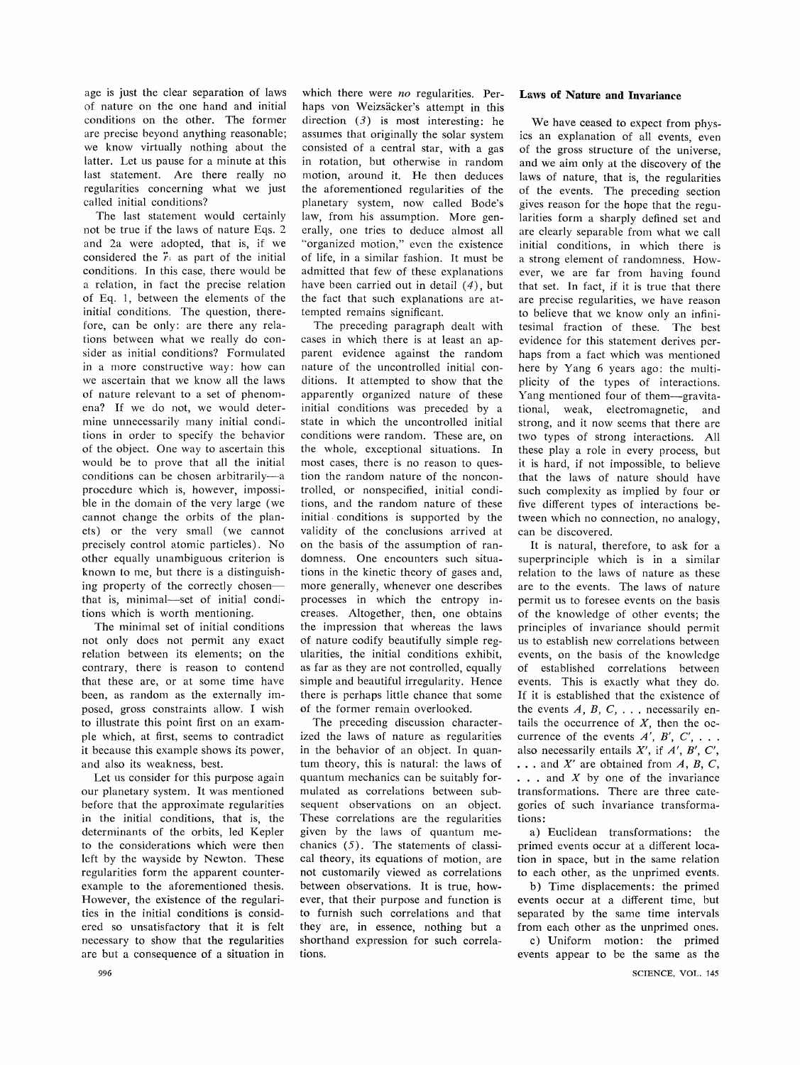age is just the clear separation of laws of nature on the one hand and initial conditions on the other. The former are precise beyond anything reasonable; we know virtually nothing about the latter. Let us pause for a minute at this last statement. Are there really no regularities concerning what we just called initial conditions?

The last statement would certainly not be true if the laws of nature Eqs. 2 and 2a were adopted, that is, if we considered the $\ddot{r}_i$ as part of the initial conditions. In this case, there would be a relation, in fact the precise relation of Eq. 1, between the elements of the initial conditions. The question, therefore, can be only: are there any relations between what we really do consider as initial conditions? Formulated in a more constructive way: how can we ascertain that we know all the laws of nature relevant to a set of phenomena? If we do not, we would determine unnecessarily many initial conditions in order to specify the behavior of the object. One way to ascertain this would be to prove that all the initial conditions can be chosen arbitrarily—a procedure which is, however, impossible in the domain of the very large (we cannot change the orbits of the planets) or the very small (we cannot precisely control atomic particles). No other equally unambiguous criterion is known to me, but there is a distinguishing property of the correctly chosen—that is, minimal—set of initial conditions which is worth mentioning.

The minimal set of initial conditions not only does not permit any exact relation between its elements; on the contrary, there is reason to contend that these are, or at some time have been, as random as the externally imposed, gross constraints allow. I wish to illustrate this point first on an example which, at first, seems to contradict it because this example shows its power, and also its weakness, best.

Let us consider for this purpose again our planetary system. It was mentioned before that the approximate regularities in the initial conditions, that is, the determinants of the orbits, led Kepler to the considerations which were then left by the wayside by Newton. These regularities form the apparent counterexample to the aforementioned thesis. However, the existence of the regularities in the initial conditions is considered so unsatisfactory that it is felt necessary to show that the regularities are but a consequence of a situation in which there were *no* regularities. Perhaps von Weizsäcker's attempt in this direction (*3*) is most interesting: he assumes that originally the solar system consisted of a central star, with a gas in rotation, but otherwise in random motion, around it. He then deduces the aforementioned regularities of the planetary system, now called Bode's law, from his assumption. More generally, one tries to deduce almost all "organized motion," even the existence of life, in a similar fashion. It must be admitted that few of these explanations have been carried out in detail (*4*), but the fact that such explanations are attempted remains significant.

The preceding paragraph dealt with cases in which there is at least an apparent evidence against the random nature of the uncontrolled initial conditions. It attempted to show that the apparently organized nature of these initial conditions was preceded by a state in which the uncontrolled initial conditions were random. These are, on the whole, exceptional situations. In most cases, there is no reason to question the random nature of the noncontrolled, or nonspecified, initial conditions, and the random nature of these initial conditions is supported by the validity of the conclusions arrived at on the basis of the assumption of randomness. One encounters such situations in the kinetic theory of gases and, more generally, whenever one describes processes in which the entropy increases. Altogether, then, one obtains the impression that whereas the laws of nature codify beautifully simple regularities, the initial conditions exhibit, as far as they are not controlled, equally simple and beautiful irregularity. Hence there is perhaps little chance that some of the former remain overlooked.

The preceding discussion characterized the laws of nature as regularities in the behavior of an object. In quantum theory, this is natural: the laws of quantum mechanics can be suitably formulated as correlations between subsequent observations on an object. These correlations are the regularities given by the laws of quantum mechanics (*5*). The statements of classical theory, its equations of motion, are not customarily viewed as correlations between observations. It is true, however, that their purpose and function is to furnish such correlations and that they are, in essence, nothing but a shorthand expression for such correlations.

### Laws of Nature and Invariance

We have ceased to expect from physics an explanation of all events, even of the gross structure of the universe, and we aim only at the discovery of the laws of nature, that is, the regularities of the events. The preceding section gives reason for the hope that the regularities form a sharply defined set and are clearly separable from what we call initial conditions, in which there is a strong element of randomness. However, we are far from having found that set. In fact, if it is true that there are precise regularities, we have reason to believe that we know only an infinitesimal fraction of these. The best evidence for this statement derives perhaps from a fact which was mentioned here by Yang 6 years ago: the multiplicity of the types of interactions. Yang mentioned four of them—gravitational, weak, electromagnetic, and strong, and it now seems that there are two types of strong interactions. All these play a role in every process, but it is hard, if not impossible, to believe that the laws of nature should have such complexity as implied by four or five different types of interactions between which no connection, no analogy, can be discovered.

It is natural, therefore, to ask for a superprinciple which is in a similar relation to the laws of nature as these are to the events. The laws of nature permit us to foresee events on the basis of the knowledge of other events; the principles of invariance should permit us to establish new correlations between events, on the basis of the knowledge of established correlations between events. This is exactly what they do. If it is established that the existence of the events $A, B, C, \ldots$ necessarily entails the occurrence of $X$, then the occurrence of the events $A', B', C', \ldots$ also necessarily entails $X'$, if $A', B', C', \ldots$ and $X'$ are obtained from $A, B, C, \ldots$ and $X$ by one of the invariance transformations. There are three categories of such invariance transformations:

a) Euclidean transformations: the primed events occur at a different location in space, but in the same relation to each other, as the unprimed events.

b) Time displacements: the primed events occur at a different time, but separated by the same time intervals from each other as the unprimed ones.

c) Uniform motion: the primed events appear to be the same as the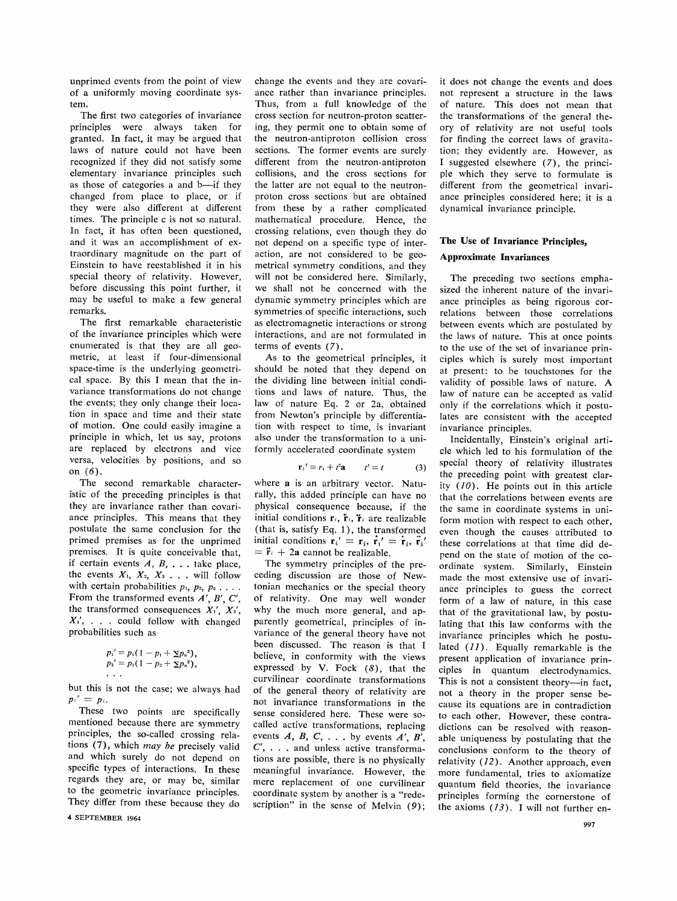unprimed events from the point of view of a uniformly moving coordinate system.

The first two categories of invariance principles were always taken for granted. In fact, it may be argued that laws of nature could not have been recognized if they did not satisfy some elementary invariance principles such as those of categories a and b—if they changed from place to place, or if they were also different at different times. The principle c is not so natural. In fact, it has often been questioned, and it was an accomplishment of extraordinary magnitude on the part of Einstein to have reestablished it in his special theory of relativity. However, before discussing this point further, it may be useful to make a few general remarks.

The first remarkable characteristic of the invariance principles which were enumerated is that they are all geometric, at least if four-dimensional space-time is the underlying geometrical space. By this I mean that the invariance transformations do not change the events; they only change their location in space and time and their state of motion. One could easily imagine a principle in which, let us say, protons are replaced by electrons and vice versa, velocities by positions, and so on (6).

The second remarkable characteristic of the preceding principles is that they are invariance rather than covariance principles. This means that they postulate the same conclusion for the primed premises as for the unprimed premises. It is quite conceivable that, if certain events $A, B, \ldots$ take place, the events $X_1, X_2, X_3 \ldots$ will follow with certain probabilities $p_1, p_2, p_3 \ldots$. From the transformed events $A', B', C'$, the transformed consequences $X_1', X_2', X_3', \ldots$ could follow with changed probabilities such as

$$p_1' = p_1(1 - p_1 + \Sigma p_n^2),$$
$$p_2' = p_2(1 - p_2 + \Sigma p_n^2),$$
$$\ldots$$

but this is not the case; we always had $p_i' = p_i$.

These two points are specifically mentioned because there are symmetry principles, the so-called crossing relations (7), which *may be* precisely valid and which surely do not depend on specific types of interactions. In these regards they are, or may be, similar to the geometric invariance principles. They differ from these because they do change the events and they are covariance rather than invariance principles. Thus, from a full knowledge of the cross section for neutron-proton scattering, they permit one to obtain some of the neutron-antiproton collision cross sections. The former events are surely different from the neutron-antiproton collisions, and the cross sections for the latter are not equal to the neutron-proton cross sections but are obtained from these by a rather complicated mathematical procedure. Hence, the crossing relations, even though they do not depend on a specific type of interaction, are not considered to be geometrical symmetry conditions, and they will not be considered here. Similarly, we shall not be concerned with the dynamic symmetry principles which are symmetries of specific interactions, such as electromagnetic interactions or strong interactions, and are not formulated in terms of events (7).

As to the geometrical principles, it should be noted that they depend on the dividing line between initial conditions and laws of nature. Thus, the law of nature Eq. 2 or 2a, obtained from Newton's principle by differentiation with respect to time, is invariant also under the transformation to a uniformly accelerated coordinate system

$$\mathbf{r}_i' = r_i + t^2\mathbf{a} \qquad t' = t \tag{3}$$

where $\mathbf{a}$ is an arbitrary vector. Naturally, this added principle can have no physical consequence because, if the initial conditions $\mathbf{r}_i, \dot{\mathbf{r}}_i, \ddot{\mathbf{r}}_i$ are realizable (that is, satisfy Eq. 1), the transformed initial conditions $\mathbf{r}_i' = \mathbf{r}_i, \dot{\mathbf{r}}_i' = \dot{\mathbf{r}}_i, \ddot{\mathbf{r}}_i' = \ddot{\mathbf{r}}_i + 2\mathbf{a}$ cannot be realizable.

The symmetry principles of the preceding discussion are those of Newtonian mechanics or the special theory of relativity. One may well wonder why the much more general, and apparently geometrical, principles of invariance of the general theory have not been discussed. The reason is that I believe, in conformity with the views expressed by V. Fock (8), that the curvilinear coordinate transformations of the general theory of relativity are not invariance transformations in the sense considered here. These were so-called active transformations, replacing events $A, B, C, \ldots$ by events $A', B', C', \ldots$ and unless active transformations are possible, there is no physically meaningful invariance. However, the mere replacement of one curvilinear coordinate system by another is a "redescription" in the sense of Melvin (9); it does not change the events and does not represent a structure in the laws of nature. This does not mean that the transformations of the general theory of relativity are not useful tools for finding the correct laws of gravitation; they evidently are. However, as I suggested elsewhere (7), the principle which they serve to formulate is different from the geometrical invariance principles considered here; it is a dynamical invariance principle.

## The Use of Invariance Principles, Approximate Invariances

The preceding two sections emphasized the inherent nature of the invariance principles as being rigorous correlations between those correlations between events which are postulated by the laws of nature. This at once points to the use of the set of invariance principles which is surely most important at present: to be touchstones for the validity of possible laws of nature. A law of nature can be accepted as valid only if the correlations which it postulates are consistent with the accepted invariance principles.

Incidentally, Einstein's original article which led to his formulation of the special theory of relativity illustrates the preceding point with greatest clarity (10). He points out in this article that the correlations between events are the same in coordinate systems in uniform motion with respect to each other, even though the causes attributed to these correlations at that time did depend on the state of motion of the coordinate system. Similarly, Einstein made the most extensive use of invariance principles to guess the correct form of a law of nature, in this case that of the gravitational law, by postulating that this law conforms with the invariance principles which he postulated (11). Equally remarkable is the present application of invariance principles in quantum electrodynamics. This is not a consistent theory—in fact, not a theory in the proper sense because its equations are in contradiction to each other. However, these contradictions can be resolved with reasonable uniqueness by postulating that the conclusions conform to the theory of relativity (12). Another approach, even more fundamental, tries to axiomatize quantum field theories, the invariance principles forming the cornerstone of the axioms (13). I will not further en-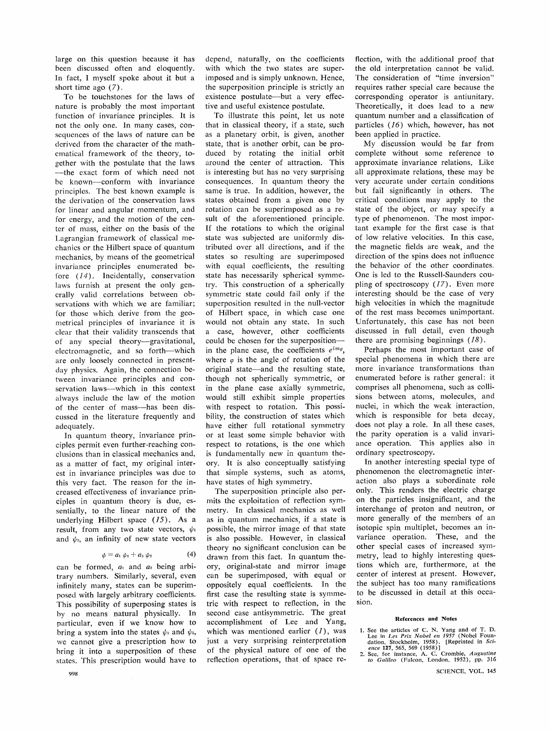large on this question because it has been discussed often and eloquently. In fact, I myself spoke about it but a short time ago (7).

To be touchstones for the laws of nature is probably the most important function of invariance principles. It is not the only one. In many cases, consequences of the laws of nature can be derived from the character of the mathematical framework of the theory, together with the postulate that the laws —the exact form of which need not be known—conform with invariance principles. The best known example is the derivation of the conservation laws for linear and angular momentum, and for energy, and the motion of the center of mass, either on the basis of the Lagrangian framework of classical mechanics or the Hilbert space of quantum mechanics, by means of the geometrical invariance principles enumerated before (14). Incidentally, conservation laws furnish at present the only generally valid correlations between observations with which we are familiar; for those which derive from the geometrical principles of invariance it is clear that their validity transcends that of any special theory—gravitational, electromagnetic, and so forth—which are only loosely connected in present-day physics. Again, the connection between invariance principles and conservation laws—which in this context always include the law of the motion of the center of mass—has been discussed in the literature frequently and adequately.

In quantum theory, invariance principles permit even further-reaching conclusions than in classical mechanics and, as a matter of fact, my original interest in invariance principles was due to this very fact. The reason for the increased effectiveness of invariance principles in quantum theory is due, essentially, to the linear nature of the underlying Hilbert space (15). As a result, from any two state vectors, $\psi_1$ and $\psi_2$, an infinity of new state vectors

$$\psi = a_1 \psi_1 + a_2 \psi_2 \tag{4}$$

can be formed, $a_1$ and $a_2$ being arbitrary numbers. Similarly, several, even infinitely many, states can be superimposed with largely arbitrary coefficients. This possibility of superposing states is by no means natural physically. In particular, even if we know how to bring a system into the states $\psi_1$ and $\psi_2$, we cannot give a prescription how to bring it into a superposition of these states. This prescription would have to depend, naturally, on the coefficients with which the two states are superimposed and is simply unknown. Hence, the superposition principle is strictly an existence postulate—but a very effective and useful existence postulate.

To illustrate this point, let us note that in classical theory, if a state, such as a planetary orbit, is given, another state, that is another orbit, can be produced by rotating the initial orbit around the center of attraction. This is interesting but has no very surprising consequences. In quantum theory the same is true. In addition, however, the states obtained from a given one by rotation can be superimposed as a result of the aforementioned principle. If the rotations to which the original state was subjected are uniformly distributed over all directions, and if the states so resulting are superimposed with equal coefficients, the resulting state has necessarily spherical symmetry. This construction of a spherically symmetric state could fail only if the superposition resulted in the null-vector of Hilbert space, in which case one would not obtain any state. In such a case, however, other coefficients could be chosen for the superposition—in the plane case, the coefficients $e^{im\varphi}$, where $\varphi$ is the angle of rotation of the original state—and the resulting state, though not spherically symmetric, or in the plane case axially symmetric, would still exhibit simple properties with respect to rotation. This possibility, the construction of states which have either full rotational symmetry or at least some simple behavior with respect to rotations, is the one which is fundamentally new in quantum theory. It is also conceptually satisfying that simple systems, such as atoms, have states of high symmetry.

The superposition principle also permits the exploitation of reflection symmetry. In classical mechanics as well as in quantum mechanics, if a state is possible, the mirror image of that state is also possible. However, in classical theory no significant conclusion can be drawn from this fact. In quantum theory, original-state and mirror image can be superimposed, with equal or oppositely equal coefficients. In the first case the resulting state is symmetric with respect to reflection, in the second case antisymmetric. The great accomplishment of Lee and Yang, which was mentioned earlier (1), was just a very surprising reinterpretation of the physical nature of one of the reflection operations, that of space reflection, with the additional proof that the old interpretation cannot be valid. The consideration of "time inversion" requires rather special care because the corresponding operator is antiunitary. Theoretically, it does lead to a new quantum number and a classification of particles (16) which, however, has not been applied in practice.

My discussion would be far from complete without some reference to approximate invariance relations. Like all approximate relations, these may be very accurate under certain conditions but fail significantly in others. The critical conditions may apply to the state of the object, or may specify a type of phenomenon. The most important example for the first case is that of low relative velocities. In this case, the magnetic fields are weak, and the direction of the spins does not influence the behavior of the other coordinates. One is led to the Russell-Saunders coupling of spectroscopy (17). Even more interesting should be the case of very high velocities in which the magnitude of the rest mass becomes unimportant. Unfortunately, this case has not been discussed in full detail, even though there are promising beginnings (18).

Perhaps the most important case of special phenomena in which there are more invariance transformations than enumerated before is rather general: it comprises all phenomena, such as collisions between atoms, molecules, and nuclei, in which the weak interaction, which is responsible for beta decay, does not play a role. In all these cases, the parity operation is a valid invariance operation. This applies also in ordinary spectroscopy.

In another interesting special type of phenomenon the electromagnetic interaction also plays a subordinate role only. This renders the electric charge on the particles insignificant, and the interchange of proton and neutron, or more generally of the members of an isotopic spin multiplet, becomes an invariance operation. These, and the other special cases of increased symmetry, lead to highly interesting questions which are, furthermore, at the center of interest at present. However, the subject has too many ramifications to be discussed in detail at this occasion.

#### References and Notes

1. See the articles of C. N. Yang and of T. D. Lee in *Les Prix Nobel en 1957* (Nobel Foundation, Stockholm, 1958). [Reprinted in *Science* 127, 565, 569 (1958)]
2. See, for instance, A. C. Crombie, *Augustine to Galileo* (Falcon, London, 1952), pp. 316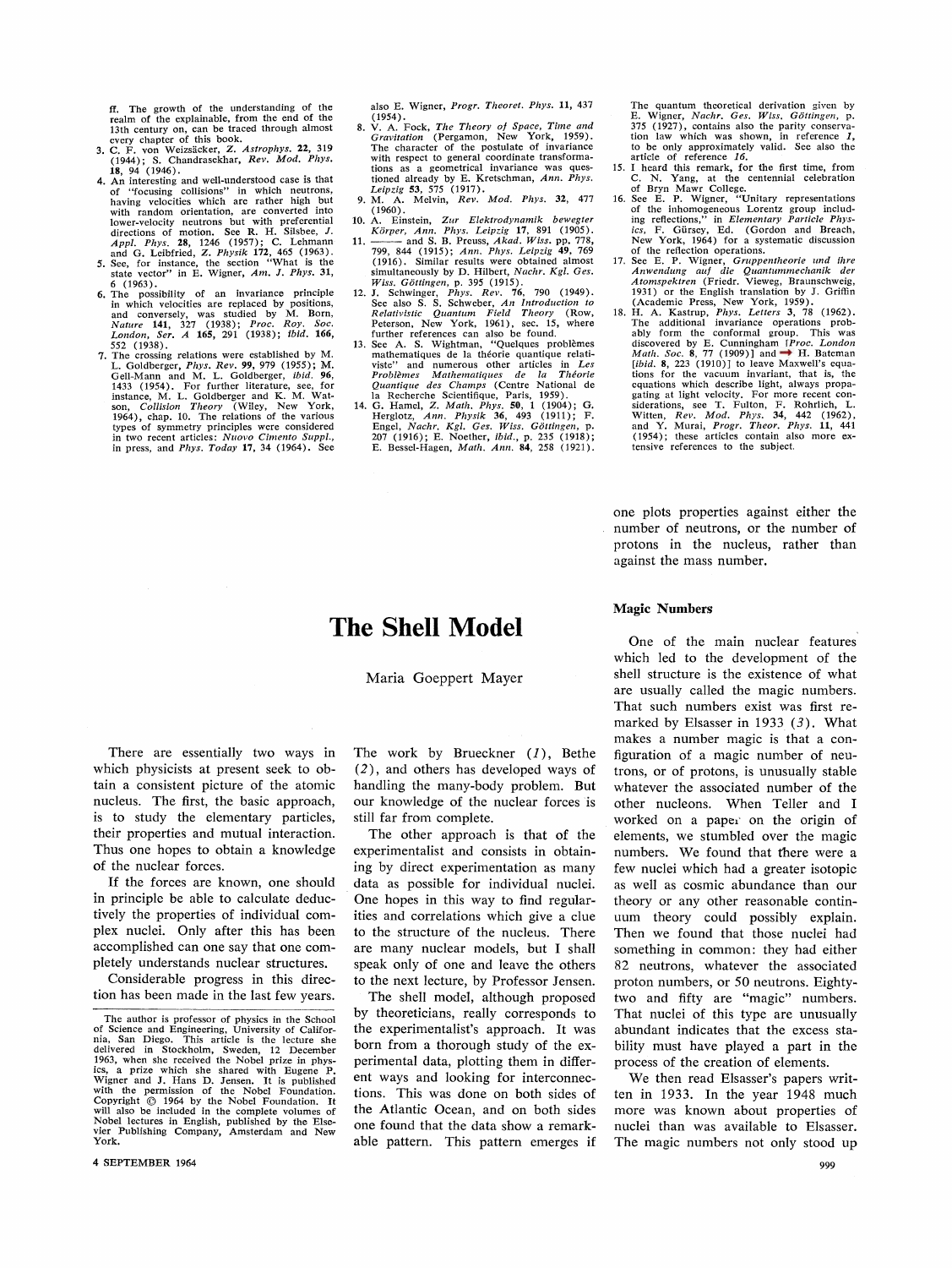ff. The growth of the understanding of the realm of the explainable, from the end of the 13th century on, can be traced through almost every chapter of this book.
3. C. F. von Weizsäcker, *Z. Astrophys.* **22**, 319 (1944); S. Chandrasekhar, *Rev. Mod. Phys.* **18**, 94 (1946).
4. An interesting and well-understood case is that of "focusing collisions" in which neutrons, having velocities which are rather high but with random orientation, are converted into lower-velocity neutrons but with preferential directions of motion. See R. H. Silsbee, *J. Appl. Phys.* **28**, 1246 (1957); C. Lehmann and G. Leibfried, *Z. Physik* **172**, 465 (1963).
5. See, for instance, the section "What is the state vector" in E. Wigner, *Am. J. Phys.* **31**, 6 (1963).
6. The possibility of an invariance principle in which velocities are replaced by positions, and conversely, was studied by M. Born, *Nature* **141**, 327 (1938); *Proc. Roy. Soc. London, Ser. A* **165**, 291 (1938); *ibid.* **166**, 552 (1938).
7. The crossing relations were established by M. L. Goldberger, *Phys. Rev.* **99**, 979 (1955); M. Gell-Mann and M. L. Goldberger, *ibid.* **96**, 1433 (1954). For further literature, see, for instance, M. L. Goldberger and K. M. Watson, *Collision Theory* (Wiley, New York, 1964), chap. 10. The relations of the various types of symmetry principles were considered in two recent articles: *Nuovo Cimento Suppl.*, in press, and *Phys. Today* **17**, 34 (1964). See also E. Wigner, *Progr. Theoret. Phys.* **11**, 437 (1954).
8. V. A. Fock, *The Theory of Space, Time and Gravitation* (Pergamon, New York, 1959). The character of the postulate of invariance with respect to general coordinate transformations as a geometrical invariance was questioned already by E. Kretschman, *Ann. Phys. Leipzig* **53**, 575 (1917).
9. M. A. Melvin, *Rev. Mod. Phys.* **32**, 477 (1960).
10. A. Einstein, *Zur Elektrodynamik bewegter Körper, Ann. Phys. Leipzig* **17**, 891 (1905).
11. ——— and S. B. Preuss, *Akad. Wiss.* pp. 778, 799, 844 (1915); *Ann. Phys. Leipzig* **49**, 769 (1916). Similar results were obtained almost simultaneously by D. Hilbert, *Nachr. Kgl. Ges. Wiss. Göttingen*, p. 395 (1915).
12. J. Schwinger, *Phys. Rev.* **76**, 790 (1949). See also S. S. Schweber, *An Introduction to Relativistic Quantum Field Theory* (Row, Peterson, New York, 1961), sec. 15, where further references can also be found.
13. See A. S. Wightman, "Quelques problèmes mathématiques de la théorie quantique relativiste" and numerous other articles in *Les Problèmes Mathématiques de la Théorie Quantique des Champs* (Centre National de la Recherche Scientifique, Paris, 1959).
14. G. Hamel, *Z. Math. Phys.* **50**, 1 (1904); G. Herglotz, *Ann. Physik* **36**, 493 (1911); F. Engel, *Nachr. Kgl. Ges. Wiss. Göttingen*, p. 207 (1916); E. Noether, *ibid.*, p. 235 (1918); E. Bessel-Hagen, *Math. Ann.* **84**, 258 (1921). The quantum theoretical derivation given by E. Wigner, *Nachr. Ges. Wiss. Göttingen*, p. 375 (1927), contains also the parity conservation law which was shown, in reference *1*, to be only approximately valid. See also the article of reference *16*.
15. I heard this remark, for the first time, from C. N. Yang, at the centennial celebration of Bryn Mawr College.
16. See E. P. Wigner, "Unitary representations of the inhomogeneous Lorentz group including reflections," in *Elementary Particle Physics*, F. Gürsey, Ed. (Gordon and Breach, New York, 1964) for a systematic discussion of the reflection operations.
17. See E. P. Wigner, *Gruppentheorie und ihre Anwendung auf die Quantummechanik der Atomspektren* (Friedr. Vieweg, Braunschweig, 1931) or the English translation by J. Griffin (Academic Press, New York, 1959).
18. H. A. Kastrup, *Phys. Letters* **3**, 78 (1962). The additional invariance operations probably form the conformal group. This was discovered by E. Cunningham [*Proc. London Math. Soc.* **8**, 77 (1909)] and H. Bateman [*ibid.* **8**, 223 (1910)] to leave Maxwell's equations for the vacuum invariant, that is, the equations which describe light, always propagating at light velocity. For more recent considerations, see T. Fulton, F. Rohrlich, L. Witten, *Rev. Mod. Phys.* **34**, 442 (1962), and Y. Murai, *Progr. Theor. Phys.* **11**, 441 (1954); these articles contain also more extensive references to the subject.

# The Shell Model

Maria Goeppert Mayer

There are essentially two ways in which physicists at present seek to obtain a consistent picture of the atomic nucleus. The first, the basic approach, is to study the elementary particles, their properties and mutual interaction. Thus one hopes to obtain a knowledge of the nuclear forces.

If the forces are known, one should in principle be able to calculate deductively the properties of individual complex nuclei. Only after this has been accomplished can one say that one completely understands nuclear structures.

Considerable progress in this direction has been made in the last few years. The work by Brueckner (*1*), Bethe (*2*), and others has developed ways of handling the many-body problem. But our knowledge of the nuclear forces is still far from complete.

The other approach is that of the experimentalist and consists in obtaining by direct experimentation as many data as possible for individual nuclei. One hopes in this way to find regularities and correlations which give a clue to the structure of the nucleus. There are many nuclear models, but I shall speak only of one and leave the others to the next lecture, by Professor Jensen.

The shell model, although proposed by theoreticians, really corresponds to the experimentalist's approach. It was born from a thorough study of the experimental data, plotting them in different ways and looking for interconnections. This was done on both sides of the Atlantic Ocean, and on both sides one found that the data show a remarkable pattern. This pattern emerges if one plots properties against either the number of neutrons, or the number of protons in the nucleus, rather than against the mass number.

## Magic Numbers

One of the main nuclear features which led to the development of the shell structure is the existence of what are usually called the magic numbers. That such numbers exist was first remarked by Elsasser in 1933 (*3*). What makes a number magic is that a configuration of a magic number of neutrons, or of protons, is unusually stable whatever the associated number of the other nucleons. When Teller and I worked on a paper on the origin of elements, we stumbled over the magic numbers. We found that there were a few nuclei which had a greater isotopic as well as cosmic abundance than our theory or any other reasonable continuum theory could possibly explain. Then we found that those nuclei had something in common: they had either 82 neutrons, whatever the associated proton numbers, or 50 neutrons. Eighty-two and fifty are "magic" numbers. That nuclei of this type are unusually abundant indicates that the excess stability must have played a part in the process of the creation of elements.

We then read Elsasser's papers written in 1933. In the year 1948 much more was known about properties of nuclei than was available to Elsasser. The magic numbers not only stood up

The author is professor of physics in the School of Science and Engineering, University of California, San Diego. This article is the lecture she delivered in Stockholm, Sweden, 12 December 1963, when she received the Nobel prize in physics, a prize which she shared with Eugene P. Wigner and J. Hans D. Jensen. It is published with the permission of the Nobel Foundation. Copyright © 1964 by the Nobel Foundation. It will also be included in the complete volumes of Nobel lectures in English, published by the Elsevier Publishing Company, Amsterdam and New York.